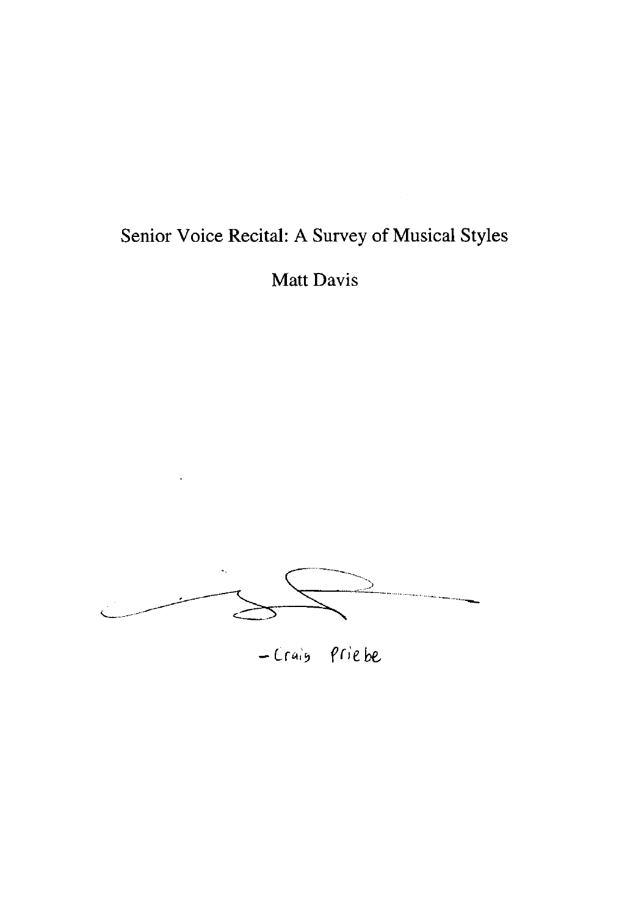# Senior Voice Recital: A Survey of Musical Styles

Matt Davis

-Craig Priebe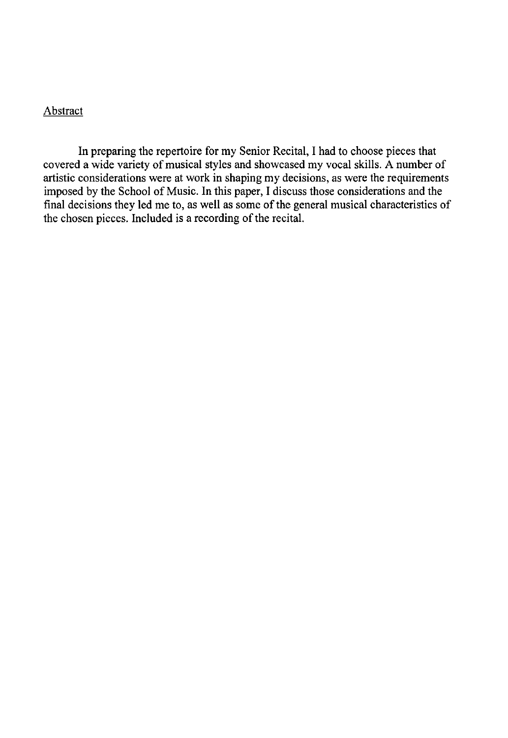## Abstract

In preparing the repertoire for my Senior Recital, I had to choose pieces that covered a wide variety of musical styles and showcased my vocal skills. A number of artistic considerations were at work in shaping my decisions, as were the requirements imposed by the School of Music. In this paper, I discuss those considerations and the final decisions they led me to, as well as some of the general musical characteristics of the chosen pieces. Included is a recording of the recital.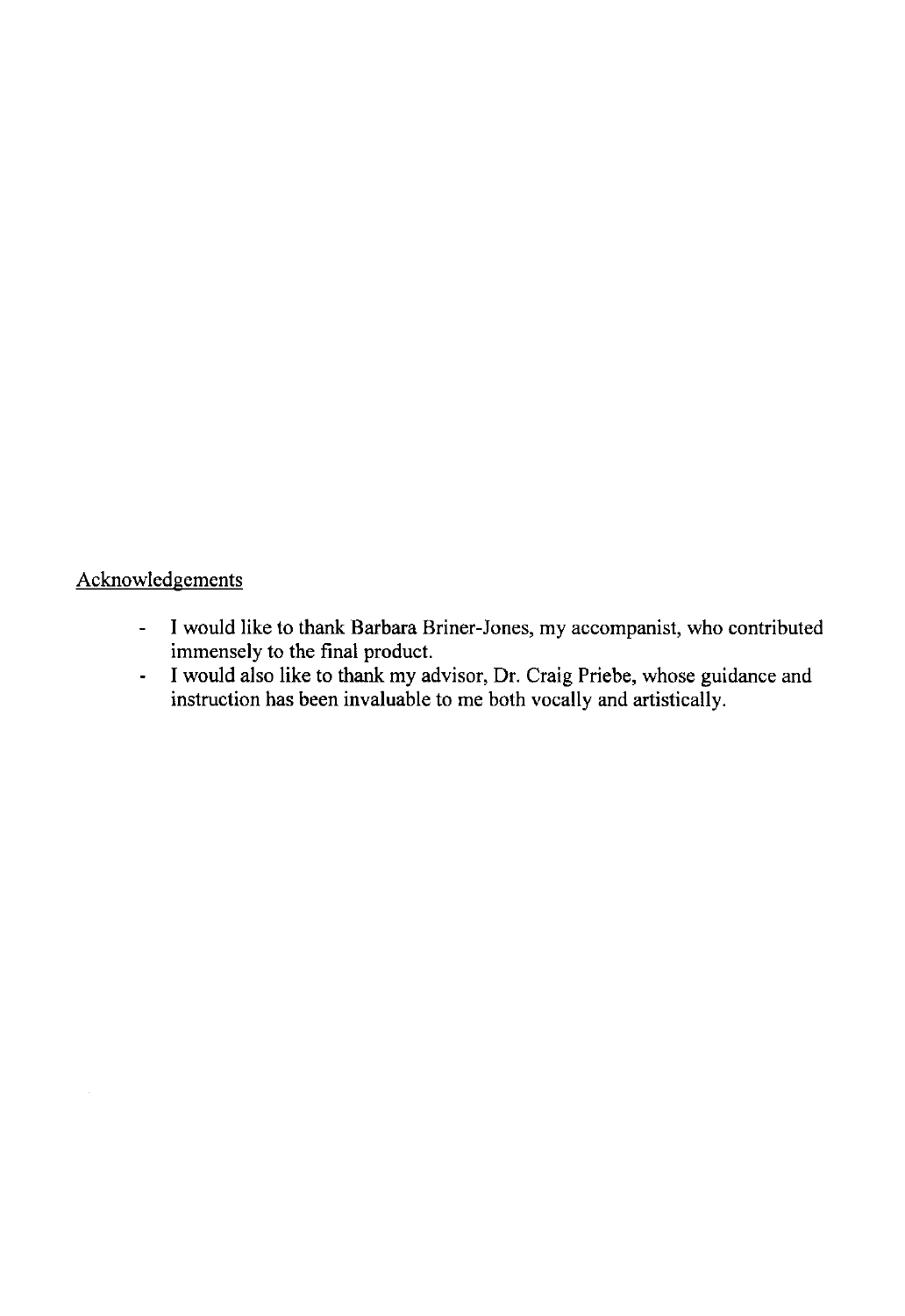<u>Acknowledgements</u>

- I would like to thank Barbara Briner-Jones, my accompanist, who contributed immensely to the final product.
- I would also like to thank my advisor, Dr. Craig Priebe, whose guidance and instruction has been invaluable to me both vocally and artistically.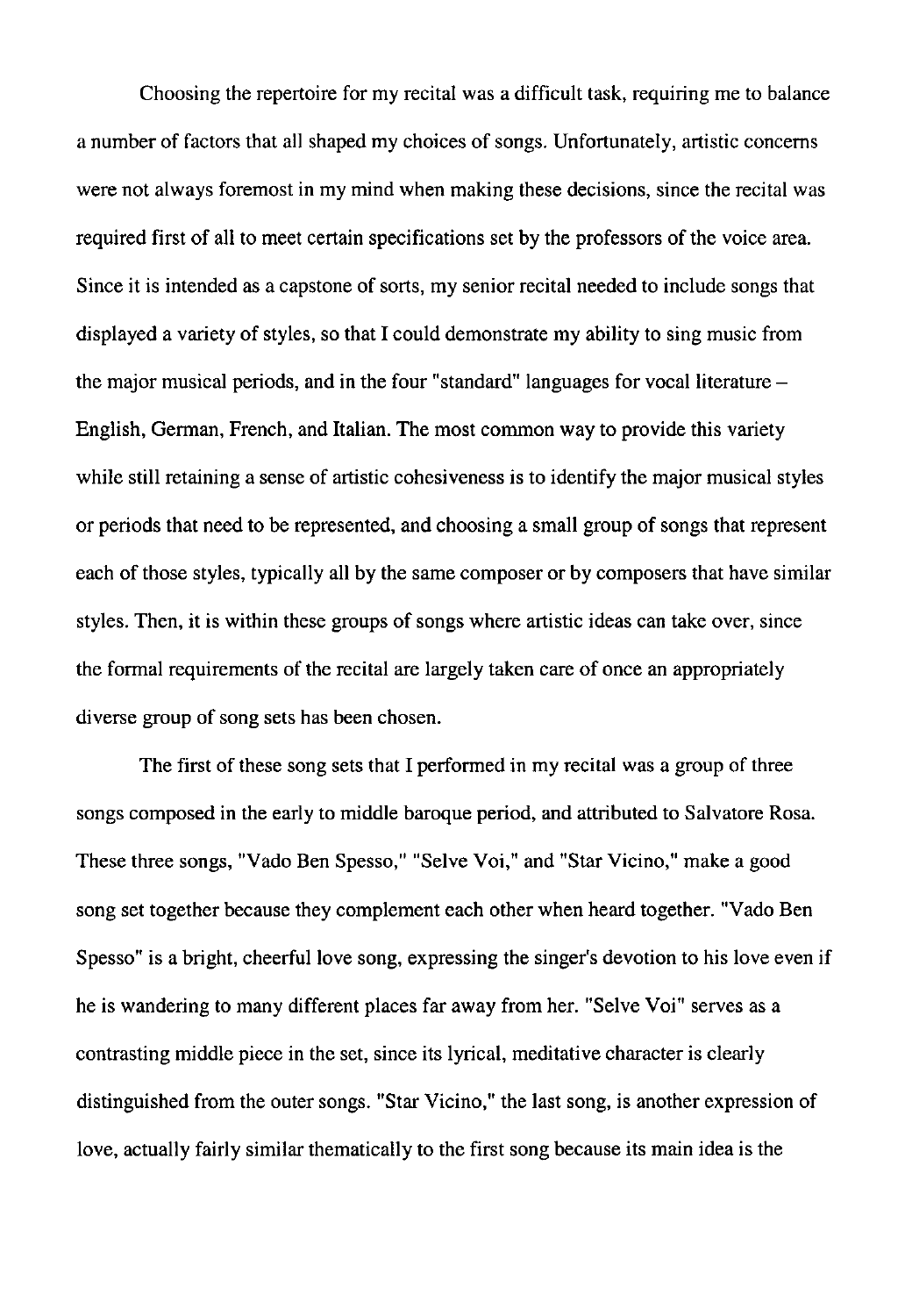Choosing the repertoire for my recital was a difficult task, requiring me to balance a number of factors that all shaped my choices of songs. Unfortunately, artistic concerns were not always foremost in my mind when making these decisions, since the recital was required first of all to meet certain specifications set by the professors of the voice area. Since it is intended as a capstone of sorts, my senior recital needed to include songs that displayed a variety of styles, so that I could demonstrate my ability to sing music from the major musical periods, and in the four "standard" languages for vocal literature – English, German, French, and Italian. The most common way to provide this variety while still retaining a sense of artistic cohesiveness is to identify the major musical styles or periods that need to be represented, and choosing a small group of songs that represent each of those styles, typically all by the same composer or by composers that have similar styles. Then, it is within these groups of songs where artistic ideas can take over, since the formal requirements of the recital are largely taken care of once an appropriately diverse group of song sets has been chosen.

The first of these song sets that I performed in my recital was a group of three songs composed in the early to middle baroque period, and attributed to Salvatore Rosa. These three songs, "Vado Ben Spesso," "Selve Voi," and "Star Vicino," make a good song set together because they complement each other when heard together. "Vado Ben Spesso" is a bright, cheerful love song, expressing the singer's devotion to his love even if he is wandering to many different places far away from her. "Selve Voi" serves as a contrasting middle piece in the set, since its lyrical, meditative character is clearly distinguished from the outer songs. "Star Vicino," the last song, is another expression of love, actually fairly similar thematically to the first song because its main idea is the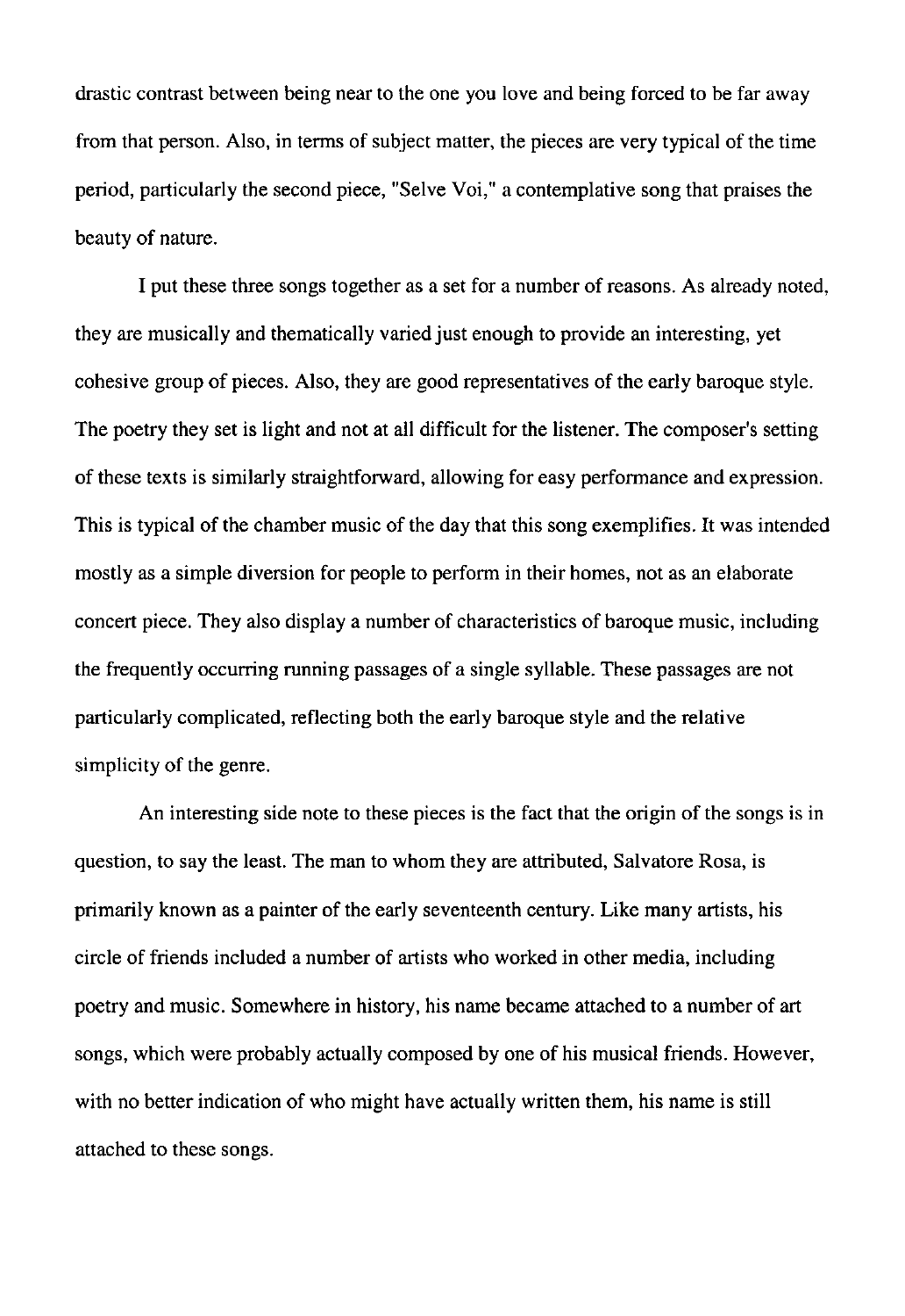drastic contrast between being near to the one you love and being forced to be far away from that person. Also, in terms of subject matter, the pieces are very typical of the time period, particularly the second piece, "Selve Voi," a contemplative song that praises the beauty of nature.

I put these three songs together as a set for a number of reasons. As already noted, they are musically and thematically varied just enough to provide an interesting, yet cohesive group of pieces. Also, they are good representatives of the early baroque style. The poetry they set is light and not at all difficult for the listener. The composer's setting of these texts is similarly straightforward, allowing for easy performance and expression. This is typical of the chamber music of the day that this song exemplifies. It was intended mostly as a simple diversion for people to perform in their homes, not as an elaborate concert piece. They also display a number of characteristics of baroque music, including the frequently occurring running passages of a single syllable. These passages are not particularly complicated, reflecting both the early baroque style and the relative simplicity of the genre.

An interesting side note to these pieces is the fact that the origin of the songs is in question, to say the least. The man to whom they are attributed, Salvatore Rosa, is primarily known as a painter of the early seventeenth century. Like many artists, his circle of friends included a number of artists who worked in other media, including poetry and music. Somewhere in history, his name became attached to a number of art songs, which were probably actually composed by one of his musical friends. However, with no better indication of who might have actually written them, his name is still attached to these songs.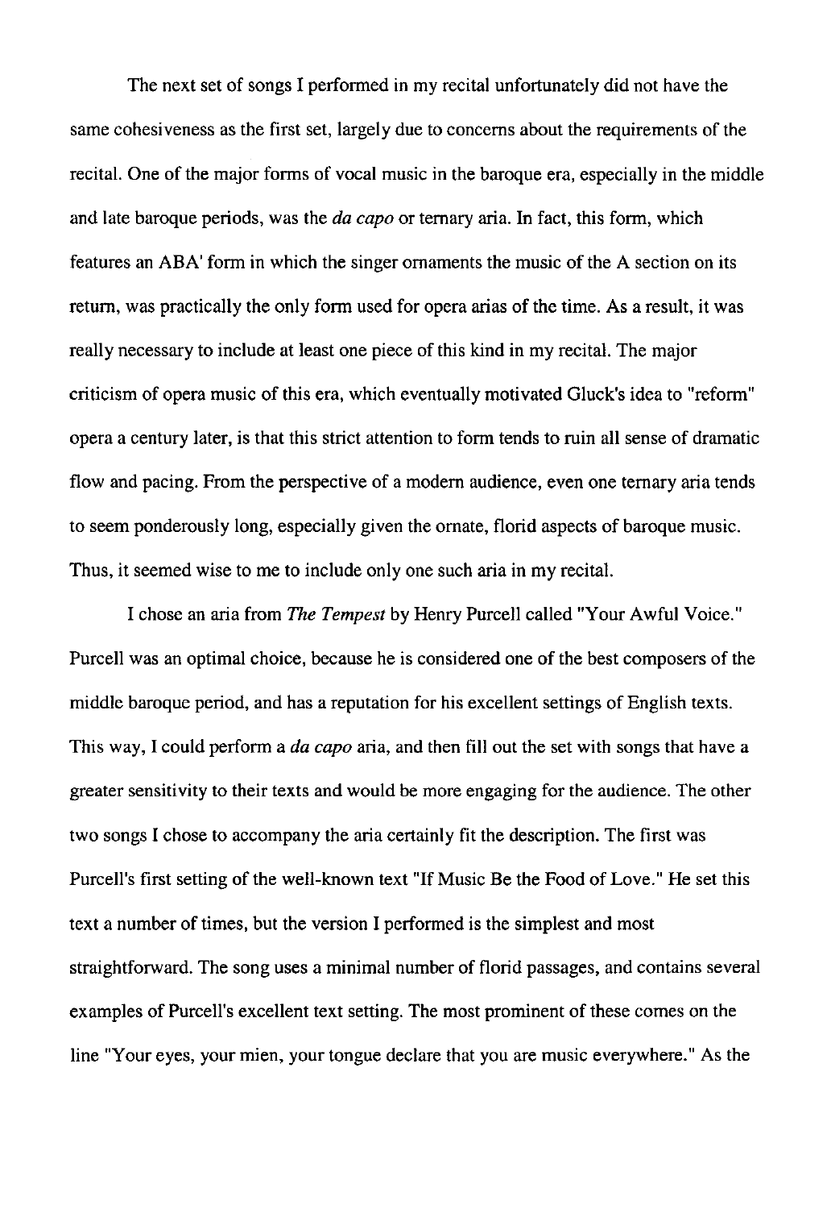The next set of songs I performed in my recital unfortunately did not have the same cohesiveness as the first set, largely due to concerns about the requirements of the recital. One of the major forms of vocal music in the baroque era, especially in the middle and late baroque periods, was the *da capo* or ternary aria. In fact, this form, which features an ABA' form in which the singer ornaments the music of the A section on its return, was practically the only form used for opera arias of the time. As a result, it was really necessary to include at least one piece of this kind in my recital. The major criticism of opera music of this era, which eventually motivated Gluck's idea to "reform" opera a century later, is that this strict attention to form tends to ruin all sense of dramatic flow and pacing. From the perspective of a modern audience, even one ternary aria tends to seem ponderously long, especially given the ornate, florid aspects of baroque music. Thus, it seemed wise to me to include only one such aria in my recital.

I chose an aria from *The Tempest* by Henry Purcell called "Your Awful Voice." Purcell was an optimal choice, because he is considered one of the best composers of the middle baroque period, and has a reputation for his excellent settings of English texts. This way, I could perform a *da capo* aria, and then fill out the set with songs that have a greater sensitivity to their texts and would be more engaging for the audience. The other two songs I chose to accompany the aria certainly fit the description. The first was Purcell's first setting of the well-known text "If Music Be the Food of Love." He set this text a number of times, but the version I performed is the simplest and most straightforward. The song uses a minimal number of florid passages, and contains several examples of Purcell's excellent text setting. The most prominent of these comes on the line "Your eyes, your mien, your tongue declare that you are music everywhere." As the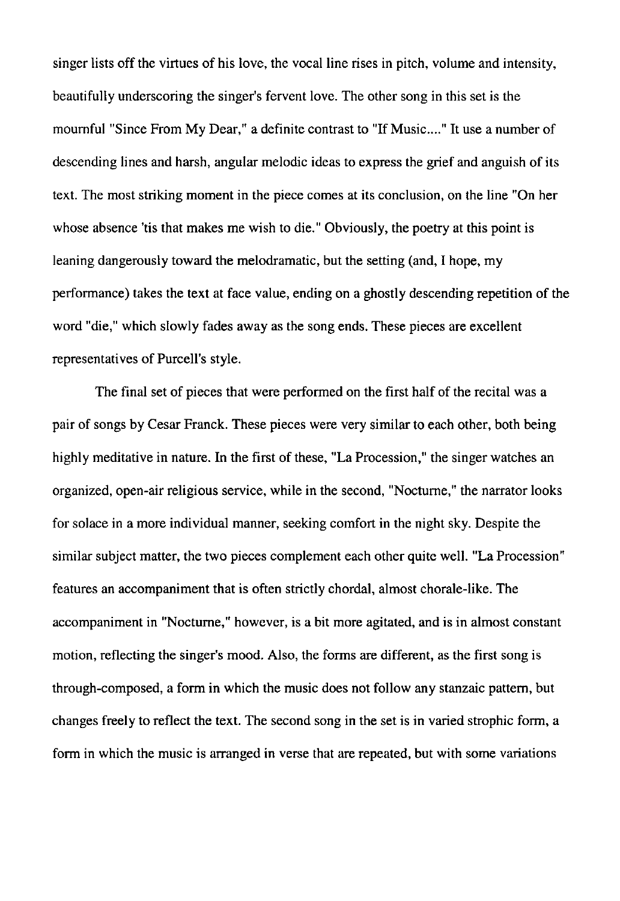singer lists off the virtues of his love, the vocal line rises in pitch, volume and intensity, beautifully underscoring the singer's fervent love. The other song in this set is the mournful "Since From My Dear," a definite contrast to "If Music...." It use a number of descending lines and harsh, angular melodic ideas to express the grief and anguish of its text. The most striking moment in the piece comes at its conclusion, on the line "On her whose absence 'tis that makes me wish to die." Obviously, the poetry at this point is leaning dangerously toward the melodramatic, but the setting (and, I hope, my performance) takes the text at face value, ending on a ghostly descending repetition of the word "die," which slowly fades away as the song ends. These pieces are excellent representatives of Purcell's style.

The final set of pieces that were performed on the first half of the recital was a pair of songs by Cesar Franck. These pieces were very similar to each other, both being highly meditative in nature. In the first of these, "La Procession," the singer watches an organized, open-air religious service, while in the second, "Nocturne," the narrator looks for solace in a more individual manner, seeking comfort in the night sky. Despite the similar subject matter, the two pieces complement each other quite well. "La Procession" features an accompaniment that is often strictly chordal, almost chorale-like. The accompaniment in "Nocturne," however, is a bit more agitated, and is in almost constant motion, reflecting the singer's mood. Also, the forms are different, as the first song is through-composed, a form in which the music does not follow any stanzaic pattern, but changes freely to reflect the text. The second song in the set is in varied strophic form, a form in which the music is arranged in verse that are repeated, but with some variations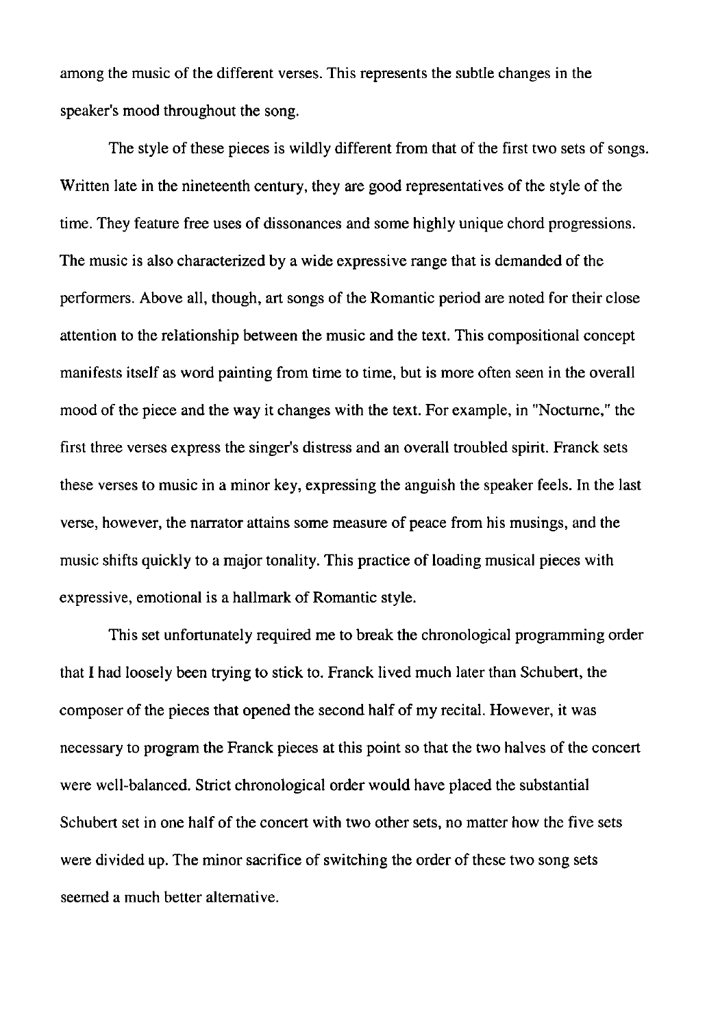among the music of the different verses. This represents the subtle changes in the speaker's mood throughout the song.

The style of these pieces is wildly different from that of the first two sets of songs. Written late in the nineteenth century, they are good representatives of the style of the time. They feature free uses of dissonances and some highly unique chord progressions. The music is also characterized by a wide expressive range that is demanded of the performers. Above all, though, art songs of the Romantic period are noted for their close attention to the relationship between the music and the text. This compositional concept manifests itself as word painting from time to time, but is more often seen in the overall mood of the piece and the way it changes with the text. For example, in "Nocturne," the first three verses express the singer's distress and an overall troubled spirit. Franck sets these verses to music in a minor key, expressing the anguish the speaker feels. In the last verse, however, the narrator attains some measure of peace from his musings, and the music shifts quickly to a major tonality. This practice of loading musical pieces with expressive, emotional is a hallmark of Romantic style.

This set unfortunately required me to break the chronological programming order that I had loosely been trying to stick to. Franck lived much later than Schubert, the composer of the pieces that opened the second half of my recital. However, it was necessary to program the Franck pieces at this point so that the two halves of the concert were well-balanced. Strict chronological order would have placed the substantial Schubert set in one half of the concert with two other sets, no matter how the five sets were divided up. The minor sacrifice of switching the order of these two song sets seemed a much better alternative.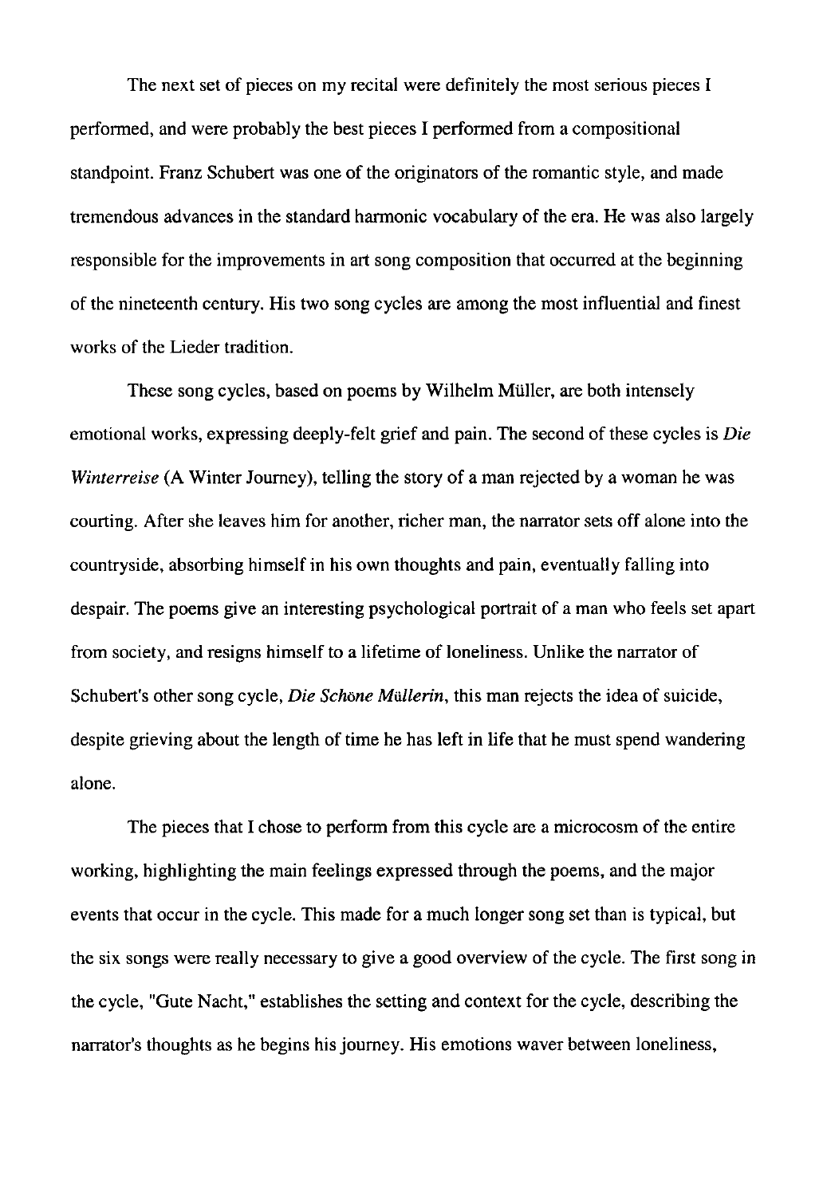The next set of pieces on my recital were definitely the most serious pieces I performed, and were probably the best pieces I performed from a compositional standpoint. Franz Schubert was one of the originators of the romantic style, and made tremendous advances in the standard harmonic vocabulary of the era. He was also largely responsible for the improvements in art song composition that occurred at the beginning of the nineteenth century. His two song cycles are among the most influential and finest works of the Lieder tradition.

These song cycles, based on poems by Wilhelm Müller, are both intensely emotional works, expressing deeply-felt grief and pain. The second of these cycles is *Die Winterreise* (A Winter Journey), telling the story of a man rejected by a woman he was courting. After she leaves him for another, richer man, the narrator sets off alone into the countryside, absorbing himself in his own thoughts and pain, eventually falling into despair. The poems give an interesting psychological portrait of a man who feels set apart from society, and resigns himself to a lifetime of loneliness. Unlike the narrator of Schubert's other song cycle, *Die Schöne Müllerin*, this man rejects the idea of suicide, despite grieving about the length of time he has left in life that he must spend wandering alone.

The pieces that I chose to perform from this cycle are a microcosm of the entire working, highlighting the main feelings expressed through the poems, and the major events that occur in the cycle. This made for a much longer song set than is typical, but the six songs were really necessary to give a good overview of the cycle. The first song in the cycle, "Gute Nacht," establishes the setting and context for the cycle, describing the narrator's thoughts as he begins his journey. His emotions waver between loneliness,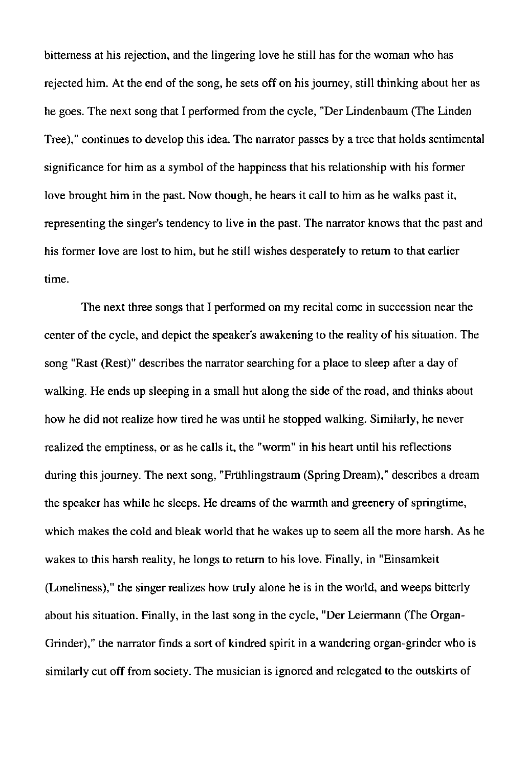bitterness at his rejection, and the lingering love he still has for the woman who has rejected him. At the end of the song, he sets off on his journey, still thinking about her as he goes. The next song that I performed from the cycle, "Der Lindenbaum (The Linden Tree)," continues to develop this idea. The narrator passes by a tree that holds sentimental significance for him as a symbol of the happiness that his relationship with his former love brought him in the past. Now though, he hears it call to him as he walks past it, representing the singer's tendency to live in the past. The narrator knows that the past and his former love are lost to him, but he still wishes desperately to return to that earlier time.

The next three songs that I performed on my recital come in succession near the center of the cycle, and depict the speaker's awakening to the reality of his situation. The song "Rast (Rest)" describes the narrator searching for a place to sleep after a day of walking. He ends up sleeping in a small hut along the side of the road, and thinks about how he did not realize how tired he was until he stopped walking. Similarly, he never realized the emptiness, or as he calls it, the "worm" in his heart until his reflections during this journey. The next song, "Frühlingstraum (Spring Dream)," describes a dream the speaker has while he sleeps. He dreams of the warmth and greenery of springtime, which makes the cold and bleak world that he wakes up to seem all the more harsh. As he wakes to this harsh reality, he longs to return to his love. Finally, in "Einsamkeit (Loneliness)," the singer realizes how truly alone he is in the world, and weeps bitterly about his situation. Finally, in the last song in the cycle, "Der Leiermann (The Organ-Grinder)," the narrator finds a sort of kindred spirit in a wandering organ-grinder who is similarly cut off from society. The musician is ignored and relegated to the outskirts of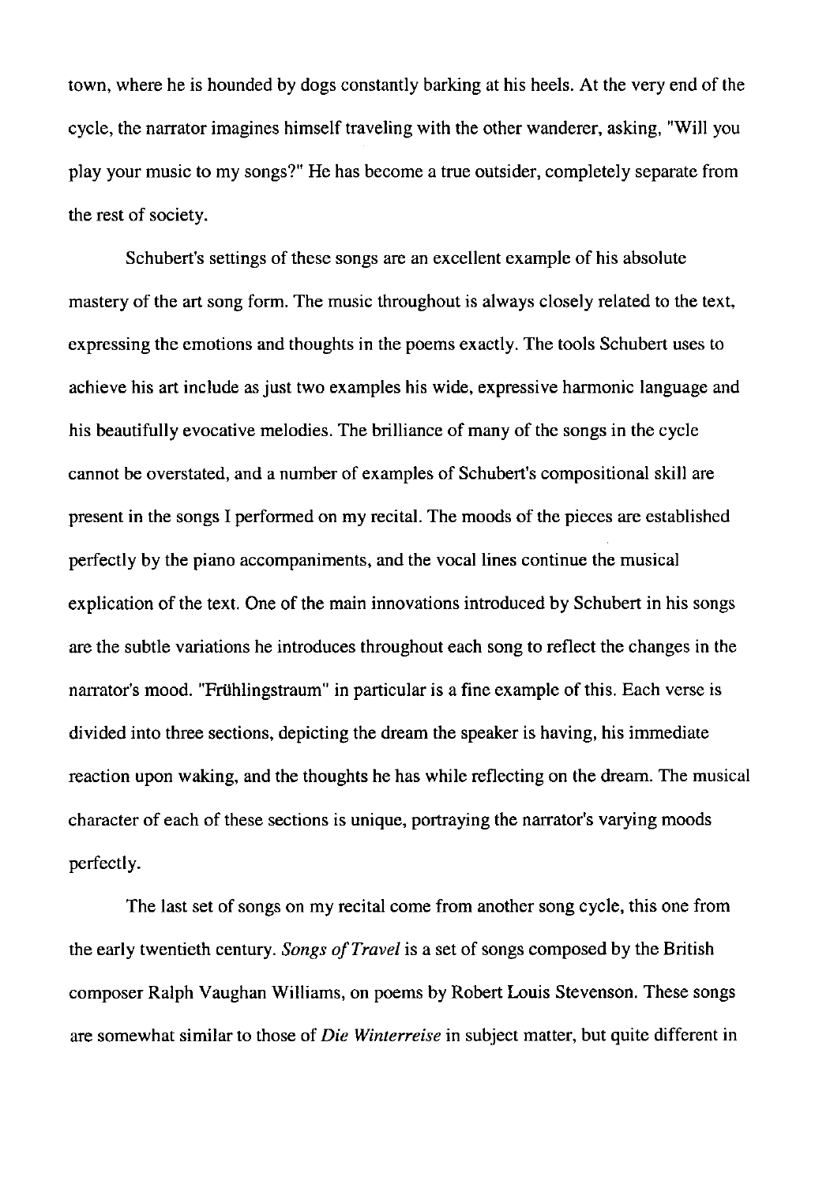town, where he is hounded by dogs constantly barking at his heels. At the very end of the cycle, the narrator imagines himself traveling with the other wanderer, asking, "Will you play your music to my songs?" He has become a true outsider, completely separate from the rest of society.

Schubert's settings of these songs are an excellent example of his absolute mastery of the art song form. The music throughout is always closely related to the text, expressing the emotions and thoughts in the poems exactly. The tools Schubert uses to achieve his art include as just two examples his wide, expressive harmonic language and his beautifully evocative melodies. The brilliance of many of the songs in the cycle cannot be overstated, and a number of examples of Schubert's compositional skill are present in the songs I performed on my recital. The moods of the pieces are established perfectly by the piano accompaniments, and the vocal lines continue the musical explication of the text. One of the main innovations introduced by Schubert in his songs are the subtle variations he introduces throughout each song to reflect the changes in the narrator's mood. "Frühlingstraum" in particular is a fine example of this. Each verse is divided into three sections, depicting the dream the speaker is having, his immediate reaction upon waking, and the thoughts he has while reflecting on the dream. The musical character of each of these sections is unique, portraying the narrator's varying moods perfectly.

The last set of songs on my recital come from another song cycle, this one from the early twentieth century. *Songs of Travel* is a set of songs composed by the British composer Ralph Vaughan Williams, on poems by Robert Louis Stevenson. These songs are somewhat similar to those of *Die Winterreise* in subject matter, but quite different in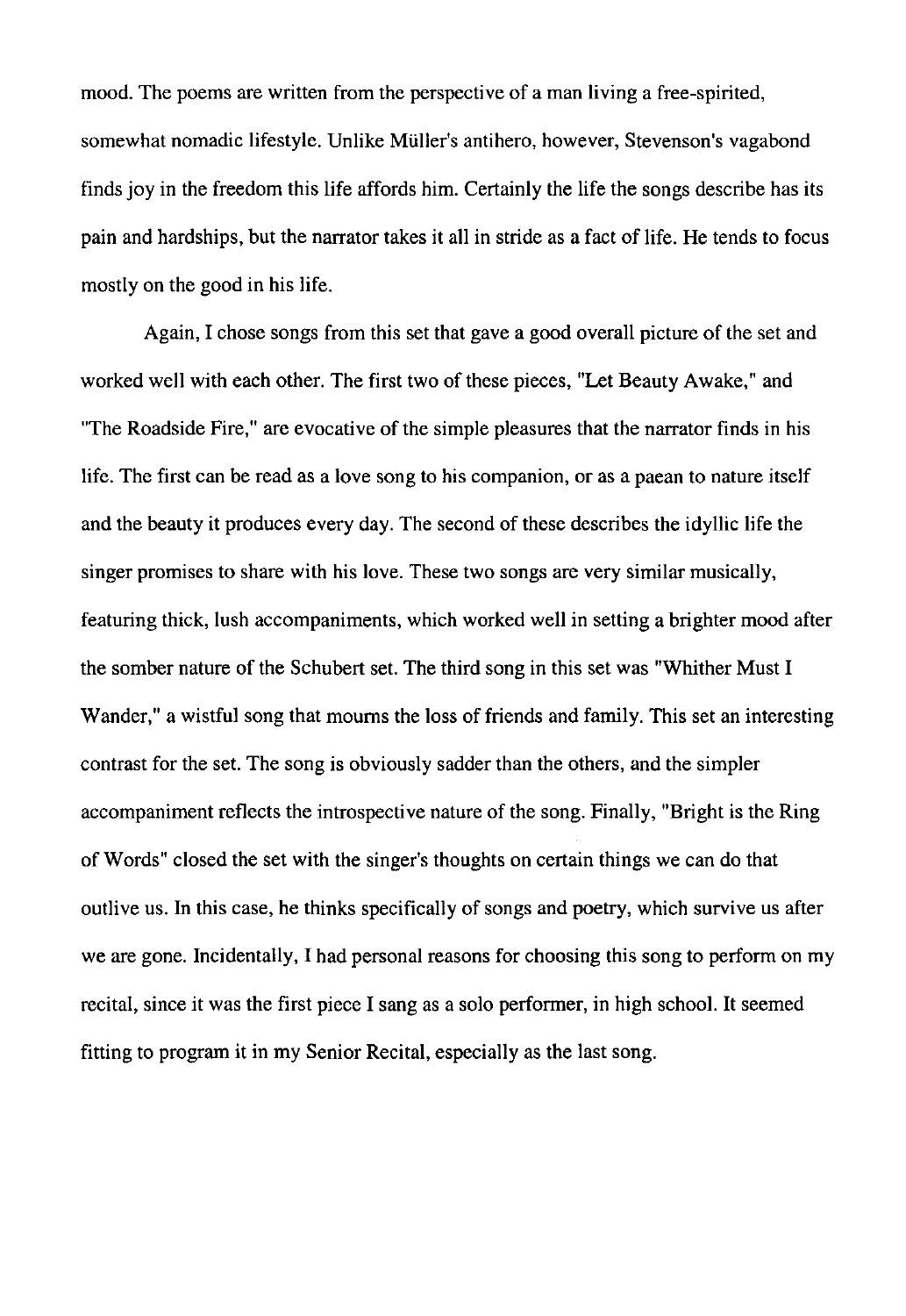mood. The poems are written from the perspective of a man living a free-spirited, somewhat nomadic lifestyle. Unlike Müller's antihero, however, Stevenson's vagabond finds joy in the freedom this life affords him. Certainly the life the songs describe has its pain and hardships, but the narrator takes it all in stride as a fact of life. He tends to focus mostly on the good in his life.

Again, I chose songs from this set that gave a good overall picture of the set and worked well with each other. The first two of these pieces, "Let Beauty Awake," and "The Roadside Fire," are evocative of the simple pleasures that the narrator finds in his life. The first can be read as a love song to his companion, or as a paean to nature itself and the beauty it produces every day. The second of these describes the idyllic life the singer promises to share with his love. These two songs are very similar musically, featuring thick, lush accompaniments, which worked well in setting a brighter mood after the somber nature of the Schubert set. The third song in this set was "Whither Must I Wander," a wistful song that mourns the loss of friends and family. This set an interesting contrast for the set. The song is obviously sadder than the others, and the simpler accompaniment reflects the introspective nature of the song. Finally, "Bright is the Ring of Words" closed the set with the singer's thoughts on certain things we can do that outlive us. In this case, he thinks specifically of songs and poetry, which survive us after we are gone. Incidentally, I had personal reasons for choosing this song to perform on my recital, since it was the first piece I sang as a solo performer, in high school. It seemed fitting to program it in my Senior Recital, especially as the last song.